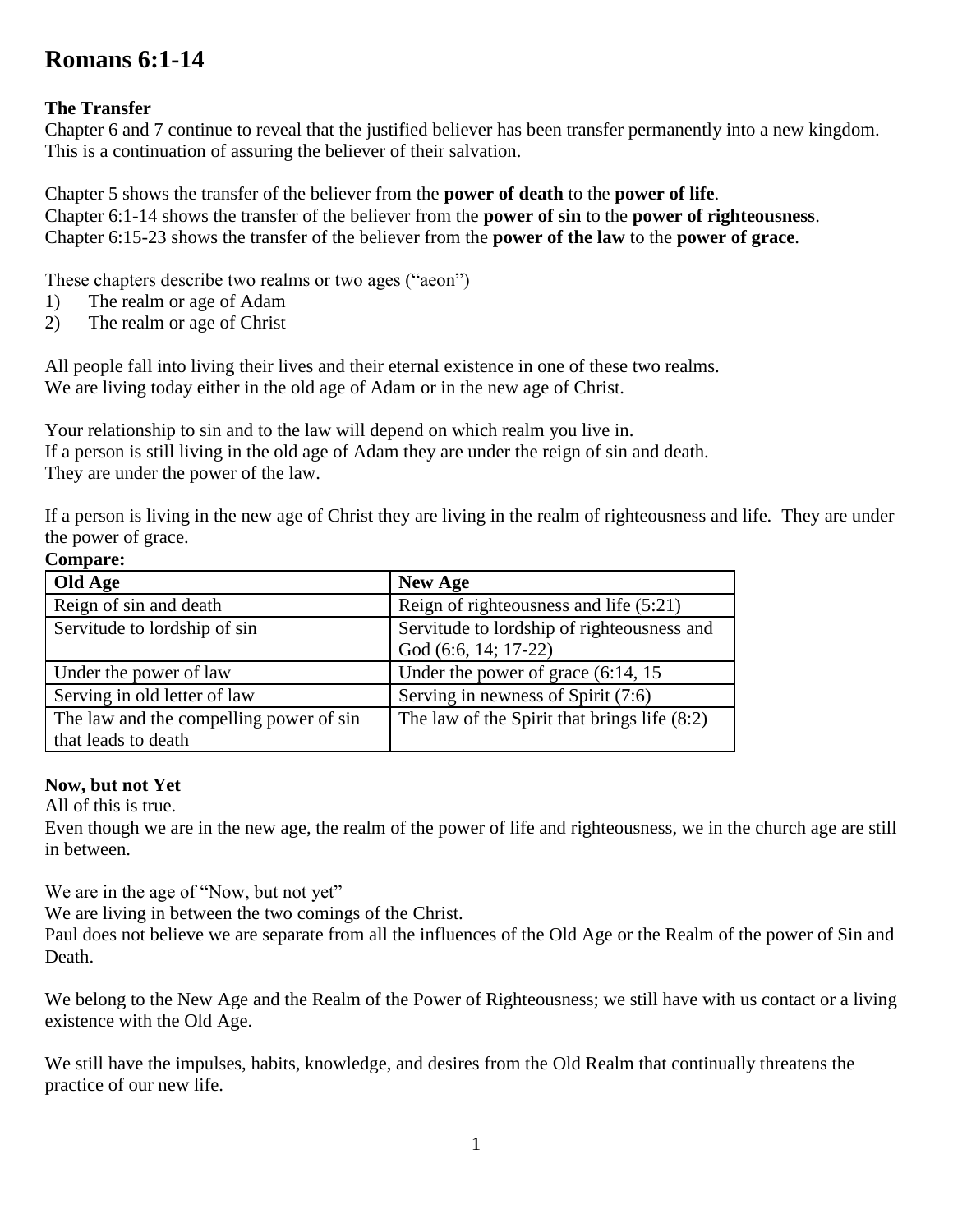# Romans 6:1-14

**The Transfer**

Chapter 6 and 7 continue to reveal that the justified believer has been transfer permanently into a new kingdom. This is a continuation of assuring the believer of their salvation.

Chapter 5 shows the transfer of the believer from the **power of death** to the **power of life**.
Chapter 6:1-14 shows the transfer of the believer from the **power of sin** to the **power of righteousness**.
Chapter 6:15-23 shows the transfer of the believer from the **power of the law** to the **power of grace**.

These chapters describe two realms or two ages ("aeon")

1) The realm or age of Adam
2) The realm or age of Christ

All people fall into living their lives and their eternal existence in one of these two realms.
We are living today either in the old age of Adam or in the new age of Christ.

Your relationship to sin and to the law will depend on which realm you live in.
If a person is still living in the old age of Adam they are under the reign of sin and death.
They are under the power of the law.

If a person is living in the new age of Christ they are living in the realm of righteousness and life. They are under the power of grace.

**Compare:**

| Old Age | New Age |
|---|---|
| Reign of sin and death | Reign of righteousness and life (5:21) |
| Servitude to lordship of sin | Servitude to lordship of righteousness and God (6:6, 14; 17-22) |
| Under the power of law | Under the power of grace (6:14, 15 |
| Serving in old letter of law | Serving in newness of Spirit (7:6) |
| The law and the compelling power of sin that leads to death | The law of the Spirit that brings life (8:2) |

**Now, but not Yet**

All of this is true.
Even though we are in the new age, the realm of the power of life and righteousness, we in the church age are still in between.

We are in the age of "Now, but not yet"
We are living in between the two comings of the Christ.
Paul does not believe we are separate from all the influences of the Old Age or the Realm of the power of Sin and Death.

We belong to the New Age and the Realm of the Power of Righteousness; we still have with us contact or a living existence with the Old Age.

We still have the impulses, habits, knowledge, and desires from the Old Realm that continually threatens the practice of our new life.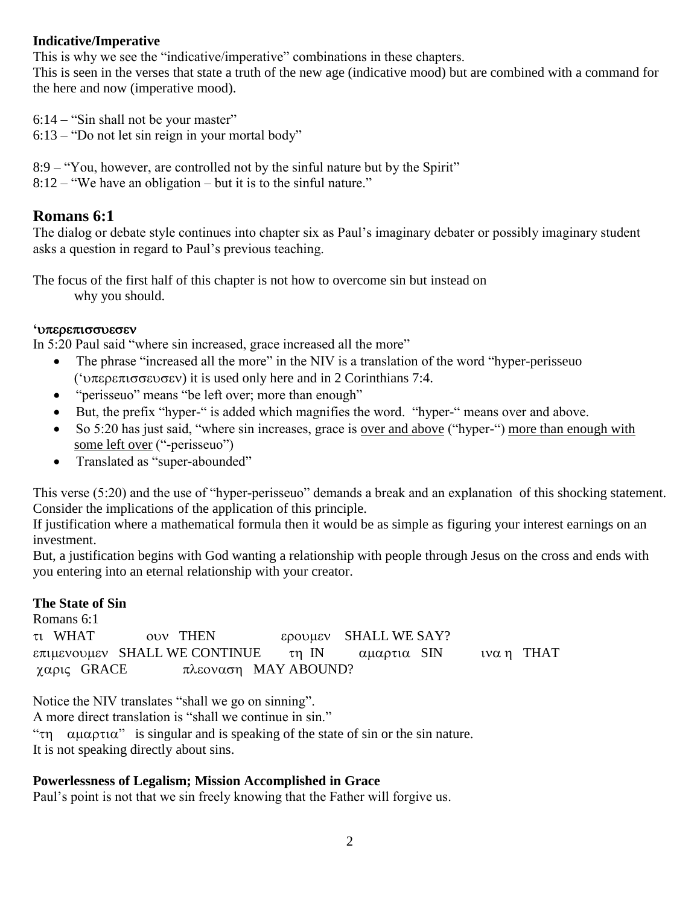**Indicative/Imperative**

This is why we see the "indicative/imperative" combinations in these chapters.
This is seen in the verses that state a truth of the new age (indicative mood) but are combined with a command for the here and now (imperative mood).

6:14 – "Sin shall not be your master"
6:13 – "Do not let sin reign in your mortal body"

8:9 – "You, however, are controlled not by the sinful nature but by the Spirit"
8:12 – "We have an obligation – but it is to the sinful nature."

## Romans 6:1

The dialog or debate style continues into chapter six as Paul's imaginary debater or possibly imaginary student asks a question in regard to Paul's previous teaching.

The focus of the first half of this chapter is not how to overcome sin but instead on
why you should.

**'υπερεπισσυεσεν**

In 5:20 Paul said "where sin increased, grace increased all the more"

- The phrase "increased all the more" in the NIV is a translation of the word "hyper-perisseuo ('υπερεπισσευσεν) it is used only here and in 2 Corinthians 7:4.
- "perisseuo" means "be left over; more than enough"
- But, the prefix "hyper-" is added which magnifies the word. "hyper-" means over and above.
- So 5:20 has just said, "where sin increases, grace is over and above ("hyper-") more than enough with some left over ("-perisseuo")
- Translated as "super-abounded"

This verse (5:20) and the use of "hyper-perisseuo" demands a break and an explanation of this shocking statement.
Consider the implications of the application of this principle.
If justification where a mathematical formula then it would be as simple as figuring your interest earnings on an investment.
But, a justification begins with God wanting a relationship with people through Jesus on the cross and ends with you entering into an eternal relationship with your creator.

**The State of Sin**

Romans 6:1
τι WHAT ουν THEN ερουμεν SHALL WE SAY?
επιμενουμεν SHALL WE CONTINUE τη IN αμαρτια SIN ινα η THAT
χαρις GRACE πλεοναση MAY ABOUND?

Notice the NIV translates "shall we go on sinning".
A more direct translation is "shall we continue in sin."
"τη αμαρτια" is singular and is speaking of the state of sin or the sin nature.
It is not speaking directly about sins.

**Powerlessness of Legalism; Mission Accomplished in Grace**

Paul's point is not that we sin freely knowing that the Father will forgive us.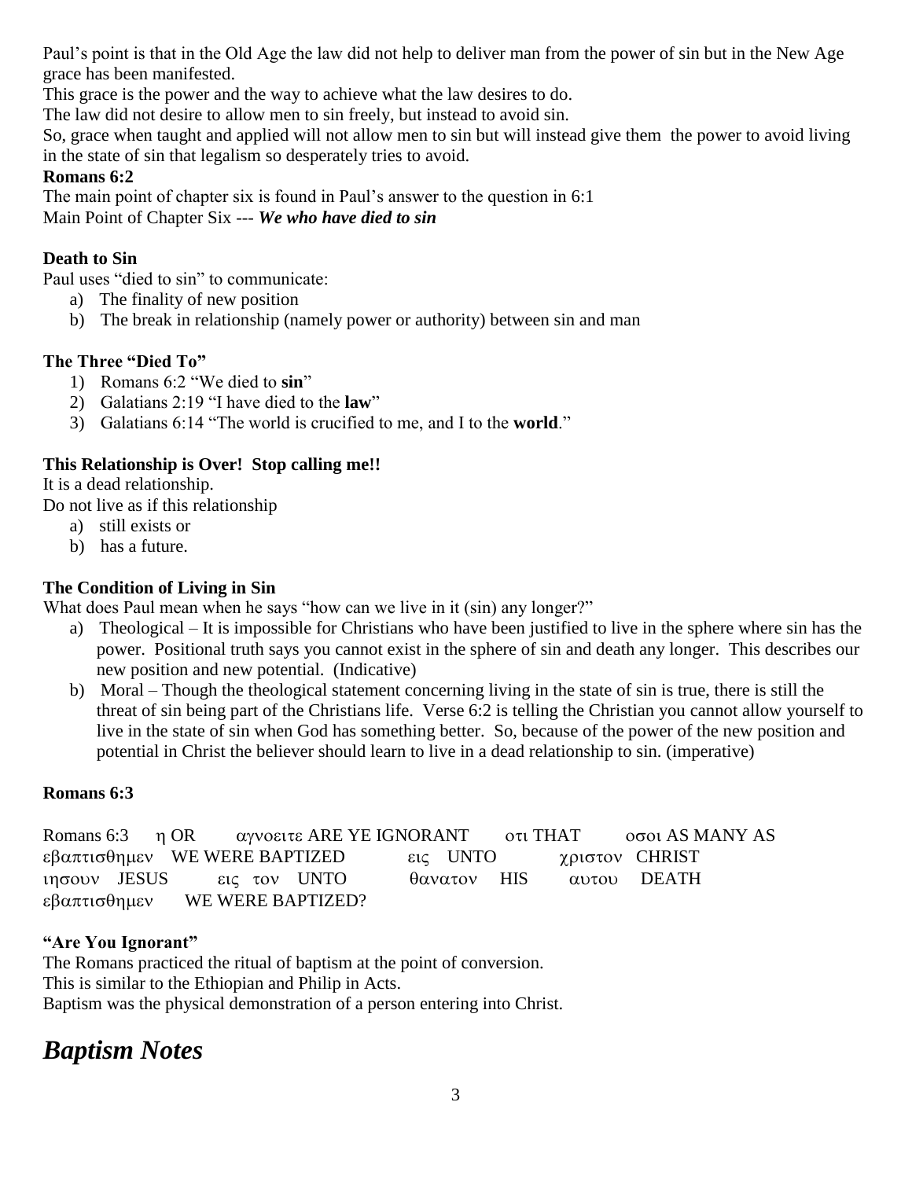Paul's point is that in the Old Age the law did not help to deliver man from the power of sin but in the New Age grace has been manifested.

This grace is the power and the way to achieve what the law desires to do.

The law did not desire to allow men to sin freely, but instead to avoid sin.

So, grace when taught and applied will not allow men to sin but will instead give them the power to avoid living in the state of sin that legalism so desperately tries to avoid.

**Romans 6:2**

The main point of chapter six is found in Paul's answer to the question in 6:1

Main Point of Chapter Six --- ***We who have died to sin***

**Death to Sin**

Paul uses "died to sin" to communicate:

a) The finality of new position
b) The break in relationship (namely power or authority) between sin and man

**The Three "Died To"**

1) Romans 6:2 "We died to **sin**"
2) Galatians 2:19 "I have died to the **law**"
3) Galatians 6:14 "The world is crucified to me, and I to the **world**."

**This Relationship is Over! Stop calling me!!**

It is a dead relationship.

Do not live as if this relationship

a) still exists or
b) has a future.

**The Condition of Living in Sin**

What does Paul mean when he says "how can we live in it (sin) any longer?"

a) Theological – It is impossible for Christians who have been justified to live in the sphere where sin has the power. Positional truth says you cannot exist in the sphere of sin and death any longer. This describes our new position and new potential. (Indicative)
b) Moral – Though the theological statement concerning living in the state of sin is true, there is still the threat of sin being part of the Christians life. Verse 6:2 is telling the Christian you cannot allow yourself to live in the state of sin when God has something better. So, because of the power of the new position and potential in Christ the believer should learn to live in a dead relationship to sin. (imperative)

**Romans 6:3**

Romans 6:3 η OR αγνοειτε ARE YE IGNORANT οτι THAT οσοι AS MANY AS εβαπτισθημεν WE WERE BAPTIZED εις UNTO χριστον CHRIST ιησουν JESUS εις τον UNTO θανατον HIS αυτου DEATH εβαπτισθημεν WE WERE BAPTIZED?

**"Are You Ignorant"**

The Romans practiced the ritual of baptism at the point of conversion.

This is similar to the Ethiopian and Philip in Acts.

Baptism was the physical demonstration of a person entering into Christ.

# *Baptism Notes*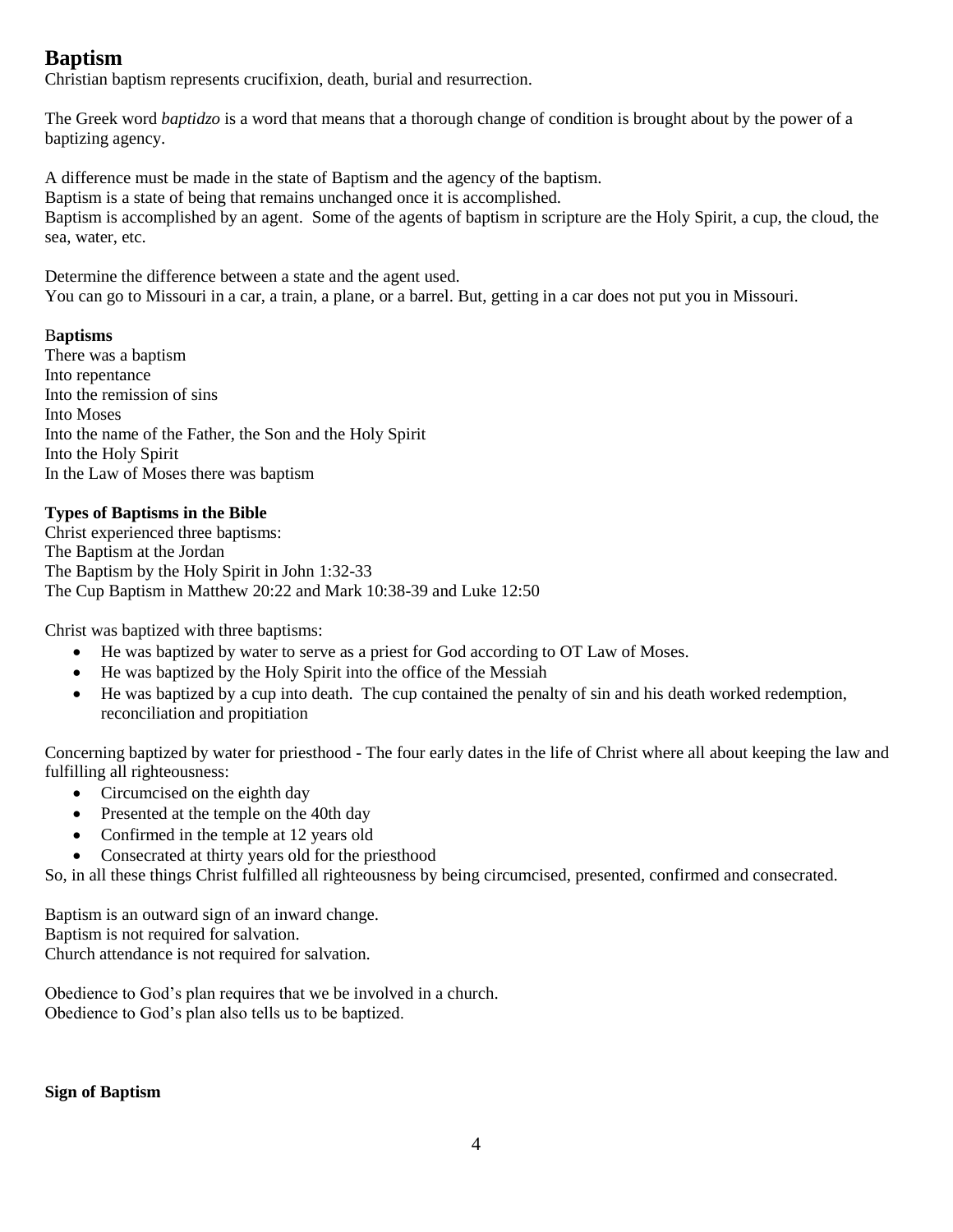## Baptism

Christian baptism represents crucifixion, death, burial and resurrection.

The Greek word *baptidzo* is a word that means that a thorough change of condition is brought about by the power of a baptizing agency.

A difference must be made in the state of Baptism and the agency of the baptism.
Baptism is a state of being that remains unchanged once it is accomplished.
Baptism is accomplished by an agent. Some of the agents of baptism in scripture are the Holy Spirit, a cup, the cloud, the sea, water, etc.

Determine the difference between a state and the agent used.
You can go to Missouri in a car, a train, a plane, or a barrel. But, getting in a car does not put you in Missouri.

B**aptisms**
There was a baptism
Into repentance
Into the remission of sins
Into Moses
Into the name of the Father, the Son and the Holy Spirit
Into the Holy Spirit
In the Law of Moses there was baptism

**Types of Baptisms in the Bible**
Christ experienced three baptisms:
The Baptism at the Jordan
The Baptism by the Holy Spirit in John 1:32-33
The Cup Baptism in Matthew 20:22 and Mark 10:38-39 and Luke 12:50

Christ was baptized with three baptisms:

- He was baptized by water to serve as a priest for God according to OT Law of Moses.
- He was baptized by the Holy Spirit into the office of the Messiah
- He was baptized by a cup into death. The cup contained the penalty of sin and his death worked redemption, reconciliation and propitiation

Concerning baptized by water for priesthood - The four early dates in the life of Christ where all about keeping the law and fulfilling all righteousness:

- Circumcised on the eighth day
- Presented at the temple on the 40th day
- Confirmed in the temple at 12 years old
- Consecrated at thirty years old for the priesthood

So, in all these things Christ fulfilled all righteousness by being circumcised, presented, confirmed and consecrated.

Baptism is an outward sign of an inward change.
Baptism is not required for salvation.
Church attendance is not required for salvation.

Obedience to God's plan requires that we be involved in a church.
Obedience to God's plan also tells us to be baptized.

**Sign of Baptism**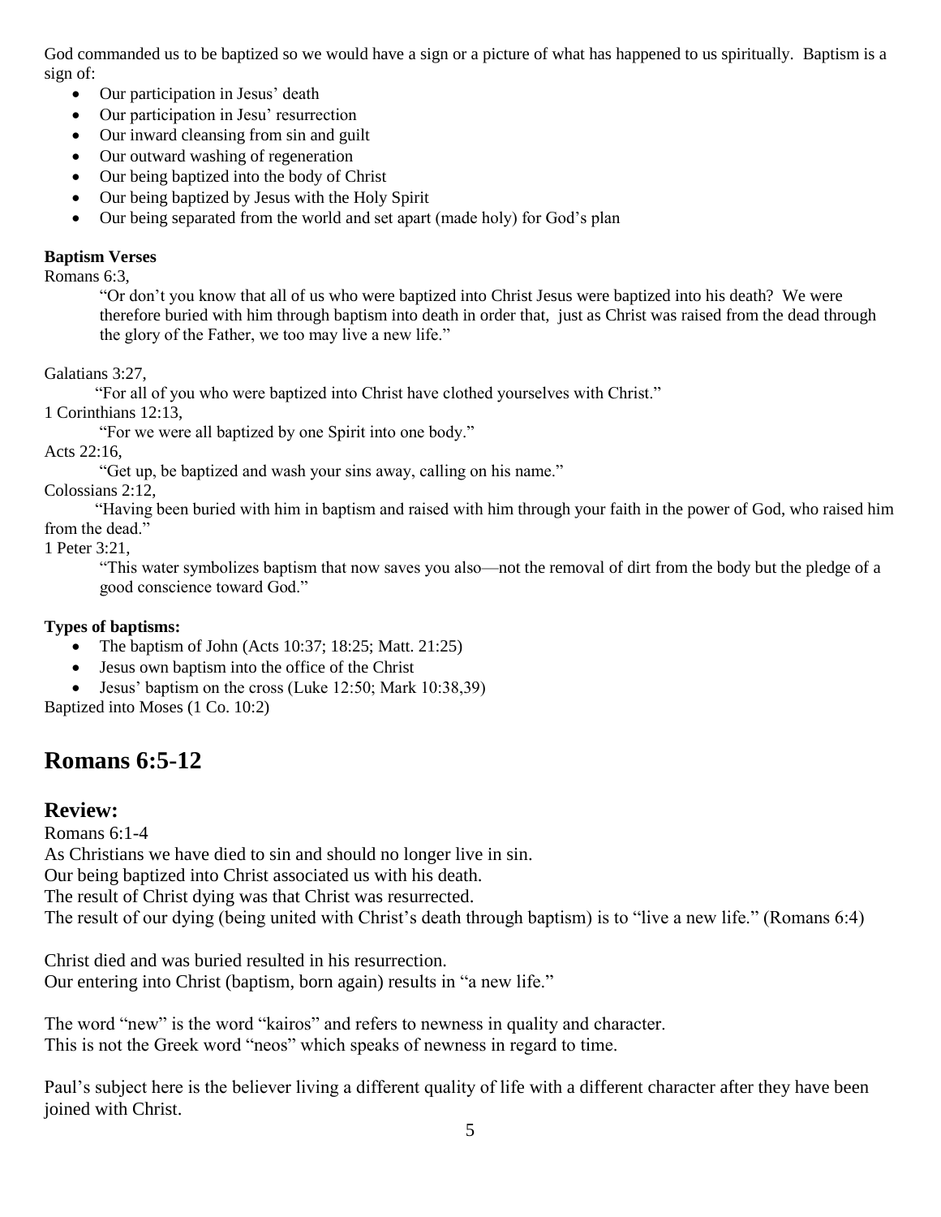God commanded us to be baptized so we would have a sign or a picture of what has happened to us spiritually. Baptism is a sign of:

- Our participation in Jesus' death
- Our participation in Jesu' resurrection
- Our inward cleansing from sin and guilt
- Our outward washing of regeneration
- Our being baptized into the body of Christ
- Our being baptized by Jesus with the Holy Spirit
- Our being separated from the world and set apart (made holy) for God's plan

**Baptism Verses**

Romans 6:3,

> "Or don't you know that all of us who were baptized into Christ Jesus were baptized into his death? We were therefore buried with him through baptism into death in order that, just as Christ was raised from the dead through the glory of the Father, we too may live a new life."

Galatians 3:27,

> "For all of you who were baptized into Christ have clothed yourselves with Christ."

1 Corinthians 12:13,

> "For we were all baptized by one Spirit into one body."

Acts 22:16,

> "Get up, be baptized and wash your sins away, calling on his name."

Colossians 2:12,

> "Having been buried with him in baptism and raised with him through your faith in the power of God, who raised him from the dead."

1 Peter 3:21,

> "This water symbolizes baptism that now saves you also—not the removal of dirt from the body but the pledge of a good conscience toward God."

**Types of baptisms:**

- The baptism of John (Acts 10:37; 18:25; Matt. 21:25)
- Jesus own baptism into the office of the Christ
- Jesus' baptism on the cross (Luke 12:50; Mark 10:38,39)

Baptized into Moses (1 Co. 10:2)

# Romans 6:5-12

## Review:

Romans 6:1-4

As Christians we have died to sin and should no longer live in sin.

Our being baptized into Christ associated us with his death.

The result of Christ dying was that Christ was resurrected.

The result of our dying (being united with Christ's death through baptism) is to "live a new life." (Romans 6:4)

Christ died and was buried resulted in his resurrection.

Our entering into Christ (baptism, born again) results in "a new life."

The word "new" is the word "kairos" and refers to newness in quality and character.

This is not the Greek word "neos" which speaks of newness in regard to time.

Paul's subject here is the believer living a different quality of life with a different character after they have been joined with Christ.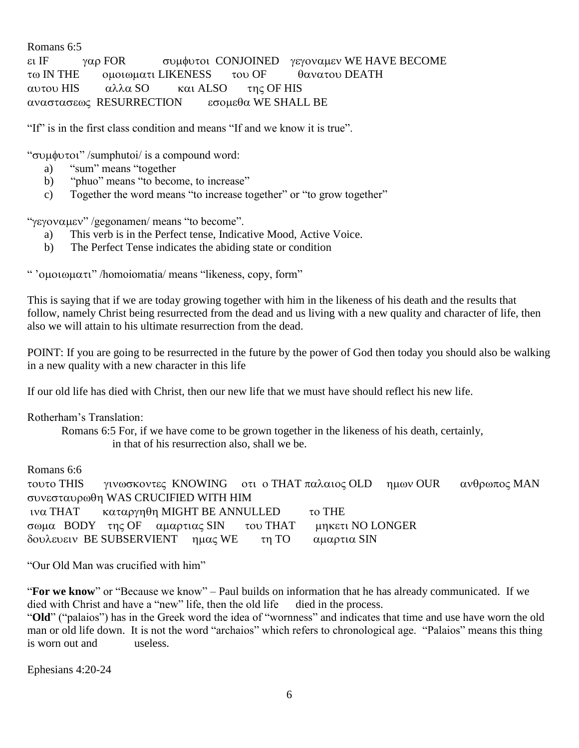Romans 6:5

ει IF γαρ FOR συμφυτοι CONJOINED γεγοναμεν WE HAVE BECOME
τω IN THE ομοιωματι LIKENESS του OF θανατου DEATH
αυτου HIS αλλα SO και ALSO της OF HIS
αναστασεως RESURRECTION εσομεθα WE SHALL BE

"If" is in the first class condition and means "If and we know it is true".

"συμφυτοι" /sumphutoi/ is a compound word:

a) "sum" means "together
b) "phuo" means "to become, to increase"
c) Together the word means "to increase together" or "to grow together"

"γεγοναμεν" /gegonamen/ means "to become".

a) This verb is in the Perfect tense, Indicative Mood, Active Voice.
b) The Perfect Tense indicates the abiding state or condition

" 'ομοιωματι" /homoiomatia/ means "likeness, copy, form"

This is saying that if we are today growing together with him in the likeness of his death and the results that follow, namely Christ being resurrected from the dead and us living with a new quality and character of life, then also we will attain to his ultimate resurrection from the dead.

POINT: If you are going to be resurrected in the future by the power of God then today you should also be walking in a new quality with a new character in this life

If our old life has died with Christ, then our new life that we must have should reflect his new life.

Rotherham's Translation:

> Romans 6:5 For, if we have come to be grown together in the likeness of his death, certainly,
> in that of his resurrection also, shall we be.

Romans 6:6

τουτο THIS γινωσκοντες KNOWING οτι ο THAT παλαιος OLD ημων OUR ανθρωπος MAN
συνεσταυρωθη WAS CRUCIFIED WITH HIM
ινα THAT καταργηθη MIGHT BE ANNULLED το THE
σωμα BODY της OF αμαρτιας SIN του THAT μηκετι NO LONGER
δουλευειν BE SUBSERVIENT ημας WE τη TO αμαρτια SIN

"Our Old Man was crucified with him"

"**For we know**" or "Because we know" – Paul builds on information that he has already communicated. If we died with Christ and have a "new" life, then the old life died in the process.
"**Old**" ("palaios") has in the Greek word the idea of "wornness" and indicates that time and use have worn the old man or old life down. It is not the word "archaios" which refers to chronological age. "Palaios" means this thing is worn out and useless.

Ephesians 4:20-24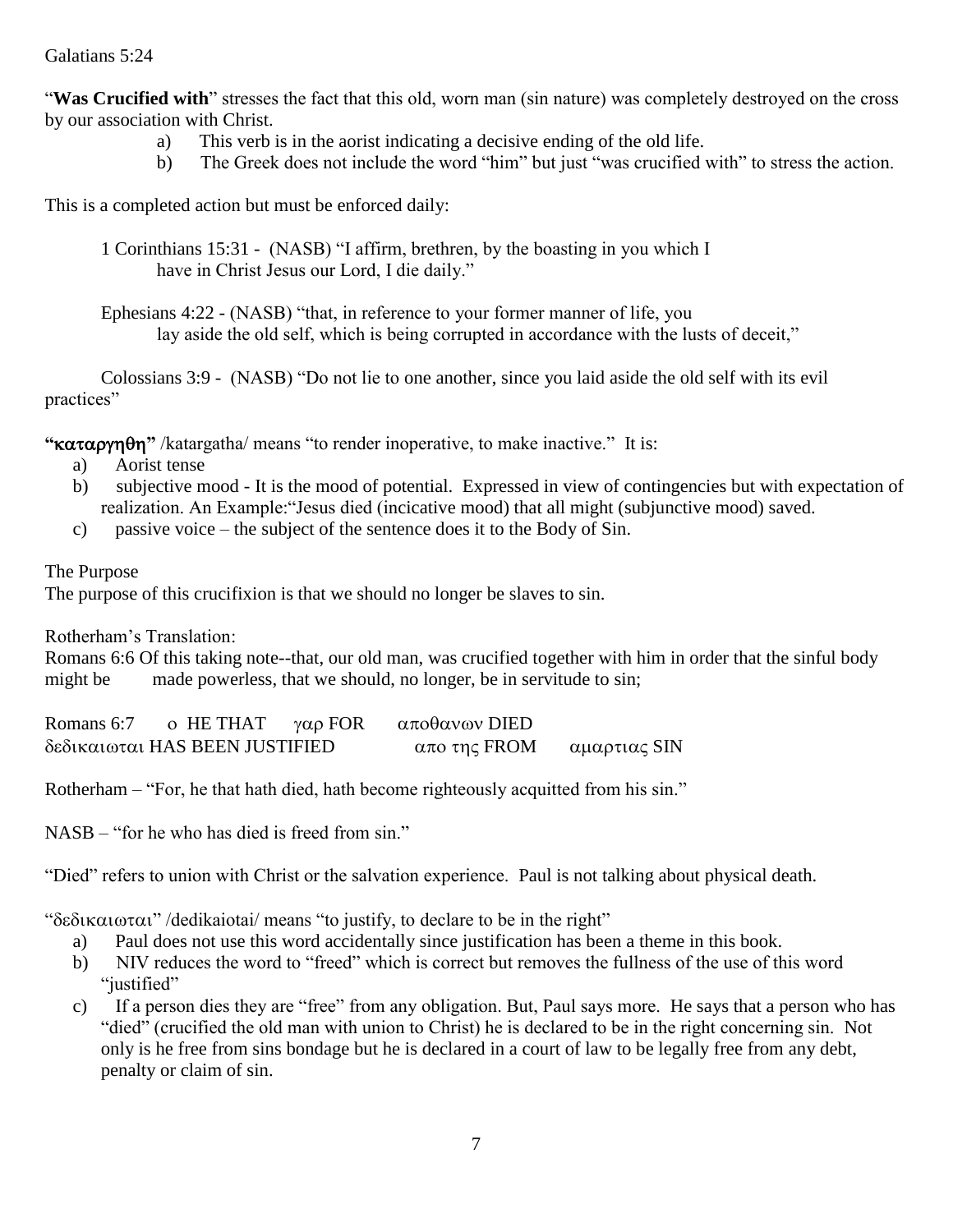Galatians 5:24

"**Was Crucified with**" stresses the fact that this old, worn man (sin nature) was completely destroyed on the cross by our association with Christ.

a) This verb is in the aorist indicating a decisive ending of the old life.
b) The Greek does not include the word "him" but just "was crucified with" to stress the action.

This is a completed action but must be enforced daily:

> 1 Corinthians 15:31 - (NASB) "I affirm, brethren, by the boasting in you which I have in Christ Jesus our Lord, I die daily."
>
> Ephesians 4:22 - (NASB) "that, in reference to your former manner of life, you lay aside the old self, which is being corrupted in accordance with the lusts of deceit,"
>
> Colossians 3:9 - (NASB) "Do not lie to one another, since you laid aside the old self with its evil practices"

**"καταργηθη"** /katargatha/ means "to render inoperative, to make inactive." It is:

a) Aorist tense
b) subjective mood - It is the mood of potential. Expressed in view of contingencies but with expectation of realization. An Example:"Jesus died (incicative mood) that all might (subjunctive mood) saved.
c) passive voice – the subject of the sentence does it to the Body of Sin.

The Purpose
The purpose of this crucifixion is that we should no longer be slaves to sin.

Rotherham's Translation:
Romans 6:6 Of this taking note--that, our old man, was crucified together with him in order that the sinful body might be made powerless, that we should, no longer, be in servitude to sin;

Romans 6:7 ο HE THAT γαρ FOR αποθανων DIED
δεδικαιωται HAS BEEN JUSTIFIED απο της FROM αμαρτιας SIN

Rotherham – "For, he that hath died, hath become righteously acquitted from his sin."

NASB – "for he who has died is freed from sin."

"Died" refers to union with Christ or the salvation experience. Paul is not talking about physical death.

"δεδικαιωται" /dedikaiotai/ means "to justify, to declare to be in the right"

a) Paul does not use this word accidentally since justification has been a theme in this book.
b) NIV reduces the word to "freed" which is correct but removes the fullness of the use of this word "justified"
c) If a person dies they are "free" from any obligation. But, Paul says more. He says that a person who has "died" (crucified the old man with union to Christ) he is declared to be in the right concerning sin. Not only is he free from sins bondage but he is declared in a court of law to be legally free from any debt, penalty or claim of sin.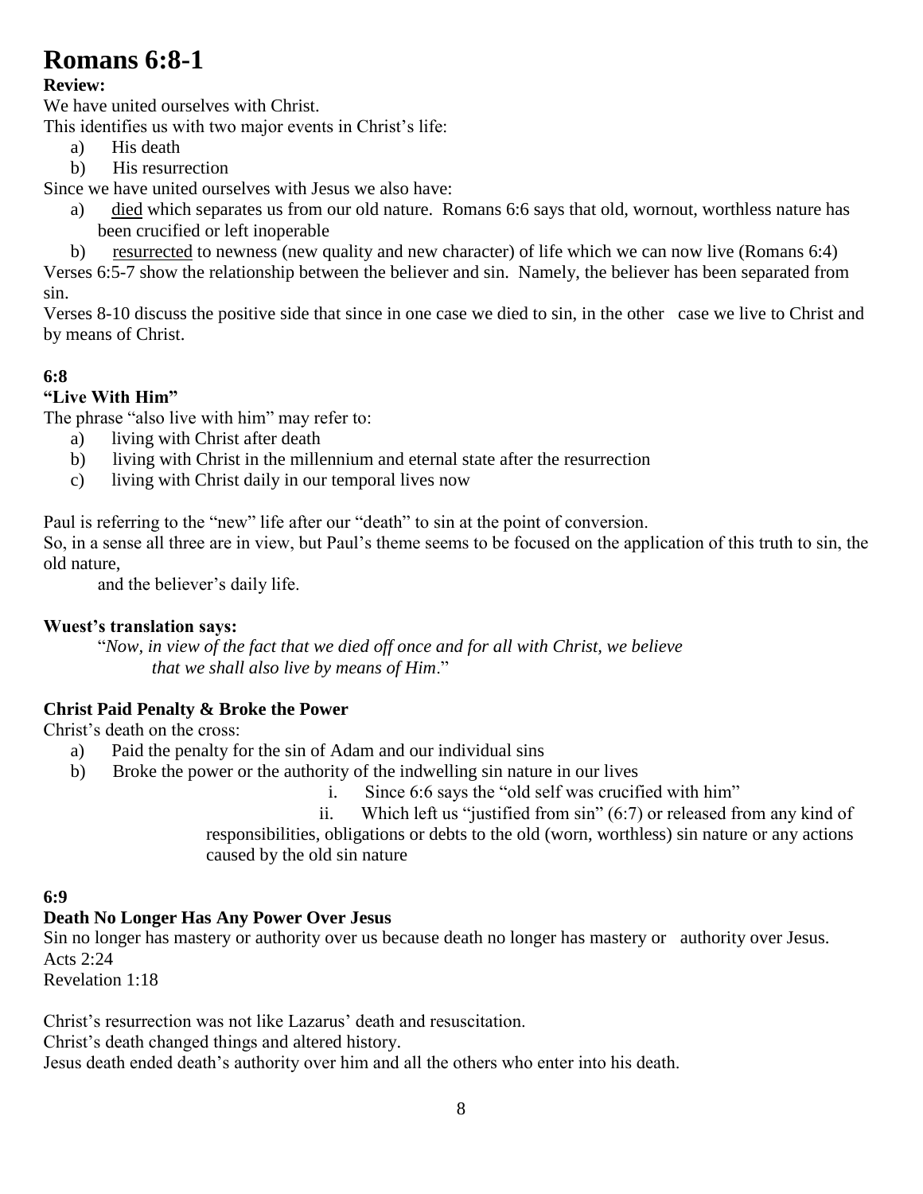# Romans 6:8-1

**Review:**

We have united ourselves with Christ.

This identifies us with two major events in Christ's life:

a) His death
b) His resurrection

Since we have united ourselves with Jesus we also have:

a) <u>died</u> which separates us from our old nature. Romans 6:6 says that old, wornout, worthless nature has been crucified or left inoperable
b) <u>resurrected</u> to newness (new quality and new character) of life which we can now live (Romans 6:4)

Verses 6:5-7 show the relationship between the believer and sin. Namely, the believer has been separated from sin.

Verses 8-10 discuss the positive side that since in one case we died to sin, in the other case we live to Christ and by means of Christ.

**6:8**

**"Live With Him"**

The phrase "also live with him" may refer to:

a) living with Christ after death
b) living with Christ in the millennium and eternal state after the resurrection
c) living with Christ daily in our temporal lives now

Paul is referring to the "new" life after our "death" to sin at the point of conversion.

So, in a sense all three are in view, but Paul's theme seems to be focused on the application of this truth to sin, the old nature,
and the believer's daily life.

**Wuest's translation says:**

"*Now, in view of the fact that we died off once and for all with Christ, we believe that we shall also live by means of Him*."

**Christ Paid Penalty & Broke the Power**

Christ's death on the cross:

a) Paid the penalty for the sin of Adam and our individual sins
b) Broke the power or the authority of the indwelling sin nature in our lives
    i. Since 6:6 says the "old self was crucified with him"
    ii. Which left us "justified from sin" (6:7) or released from any kind of responsibilities, obligations or debts to the old (worn, worthless) sin nature or any actions caused by the old sin nature

**6:9**

**Death No Longer Has Any Power Over Jesus**

Sin no longer has mastery or authority over us because death no longer has mastery or authority over Jesus.

Acts 2:24

Revelation 1:18

Christ's resurrection was not like Lazarus' death and resuscitation.

Christ's death changed things and altered history.

Jesus death ended death's authority over him and all the others who enter into his death.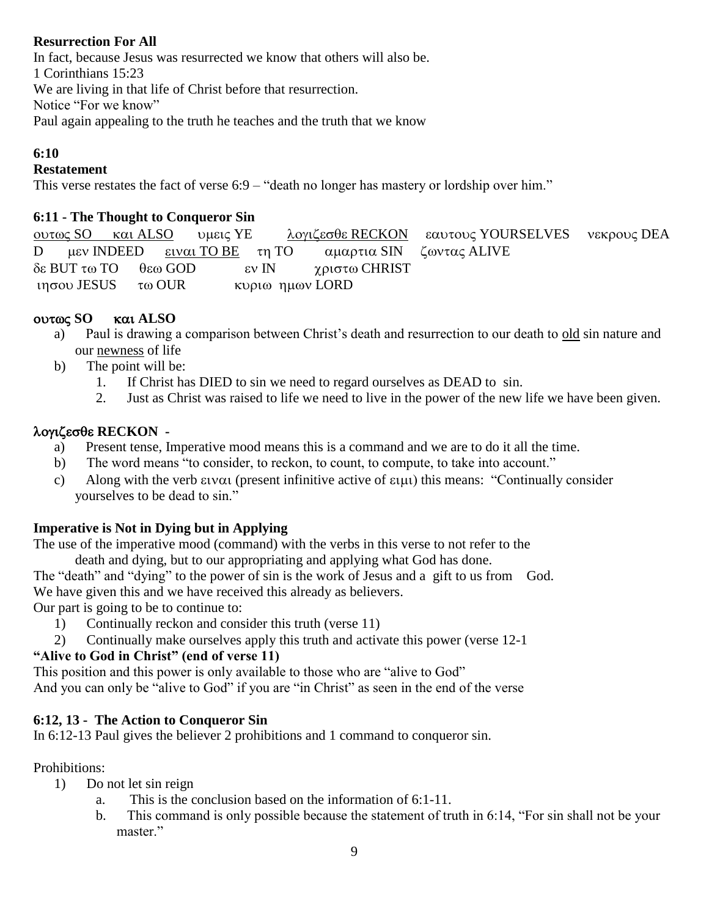**Resurrection For All**

In fact, because Jesus was resurrected we know that others will also be.

1 Corinthians 15:23

We are living in that life of Christ before that resurrection.

Notice “For we know”

Paul again appealing to the truth he teaches and the truth that we know

**6:10**

**Restatement**

This verse restates the fact of verse 6:9 – “death no longer has mastery or lordship over him.”

**6:11 - The Thought to Conqueror Sin**

<u>ουτως SO</u> <u>και ALSO</u> υμεις YE <u>λογιζεσθε RECKON</u> εαυτους YOURSELVES νεκρους DEAD μεν INDEED <u>ειναι TO BE</u> τη TO αμαρτια SIN ζωντας ALIVE δε BUT τω TO θεω GOD εν IN χριστω CHRIST ιησου JESUS τω OUR κυριω ημων LORD

**ουτως SO και ALSO**

a) Paul is drawing a comparison between Christ’s death and resurrection to our death to <u>old</u> sin nature and our <u>newness</u> of life
b) The point will be:
    1. If Christ has DIED to sin we need to regard ourselves as DEAD to sin.
    2. Just as Christ was raised to life we need to live in the power of the new life we have been given.

**λογιζεσθε RECKON -**

a) Present tense, Imperative mood means this is a command and we are to do it all the time.
b) The word means “to consider, to reckon, to count, to compute, to take into account.”
c) Along with the verb ειναι (present infinitive active of ειμι) this means: “Continually consider yourselves to be dead to sin.”

**Imperative is Not in Dying but in Applying**

The use of the imperative mood (command) with the verbs in this verse to not refer to the death and dying, but to our appropriating and applying what God has done.

The “death” and “dying” to the power of sin is the work of Jesus and a gift to us from God.

We have given this and we have received this already as believers.

Our part is going to be to continue to:

1) Continually reckon and consider this truth (verse 11)
2) Continually make ourselves apply this truth and activate this power (verse 12-1

**“Alive to God in Christ” (end of verse 11)**

This position and this power is only available to those who are “alive to God”

And you can only be “alive to God” if you are “in Christ” as seen in the end of the verse

**6:12, 13 - The Action to Conqueror Sin**

In 6:12-13 Paul gives the believer 2 prohibitions and 1 command to conqueror sin.

Prohibitions:

1) Do not let sin reign
    a. This is the conclusion based on the information of 6:1-11.
    b. This command is only possible because the statement of truth in 6:14, “For sin shall not be your master.”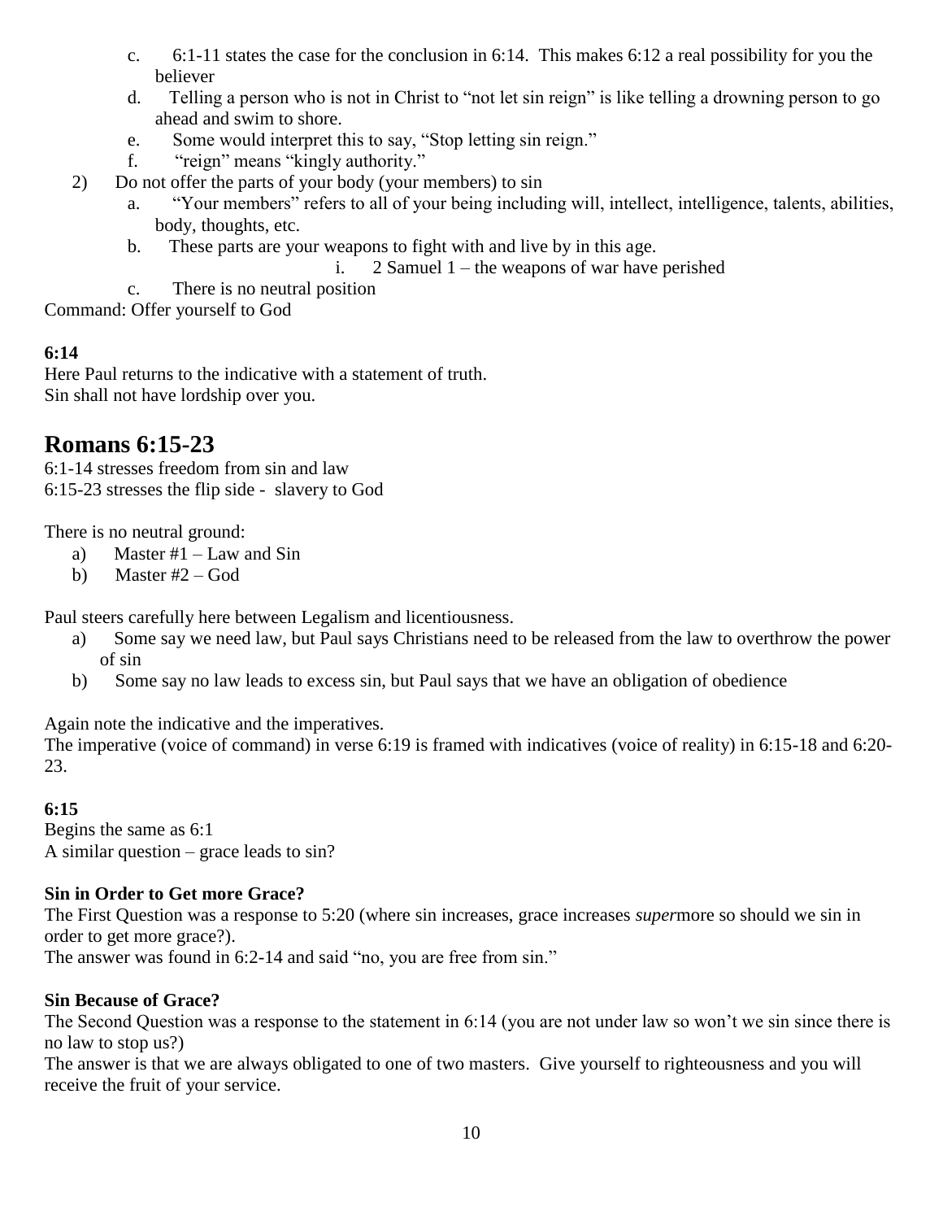c. 6:1-11 states the case for the conclusion in 6:14. This makes 6:12 a real possibility for you the believer
  d. Telling a person who is not in Christ to "not let sin reign" is like telling a drowning person to go ahead and swim to shore.
  e. Some would interpret this to say, "Stop letting sin reign."
  f. "reign" means "kingly authority."

2) Do not offer the parts of your body (your members) to sin
  a. "Your members" refers to all of your being including will, intellect, intelligence, talents, abilities, body, thoughts, etc.
  b. These parts are your weapons to fight with and live by in this age.
    i. 2 Samuel 1 – the weapons of war have perished
  c. There is no neutral position

Command: Offer yourself to God

**6:14**

Here Paul returns to the indicative with a statement of truth.
Sin shall not have lordship over you.

## Romans 6:15-23

6:1-14 stresses freedom from sin and law
6:15-23 stresses the flip side - slavery to God

There is no neutral ground:

a) Master #1 – Law and Sin
b) Master #2 – God

Paul steers carefully here between Legalism and licentiousness.

a) Some say we need law, but Paul says Christians need to be released from the law to overthrow the power of sin
b) Some say no law leads to excess sin, but Paul says that we have an obligation of obedience

Again note the indicative and the imperatives.
The imperative (voice of command) in verse 6:19 is framed with indicatives (voice of reality) in 6:15-18 and 6:20-23.

**6:15**

Begins the same as 6:1
A similar question – grace leads to sin?

**Sin in Order to Get more Grace?**

The First Question was a response to 5:20 (where sin increases, grace increases *super*more so should we sin in order to get more grace?).
The answer was found in 6:2-14 and said "no, you are free from sin."

**Sin Because of Grace?**

The Second Question was a response to the statement in 6:14 (you are not under law so won't we sin since there is no law to stop us?)
The answer is that we are always obligated to one of two masters. Give yourself to righteousness and you will receive the fruit of your service.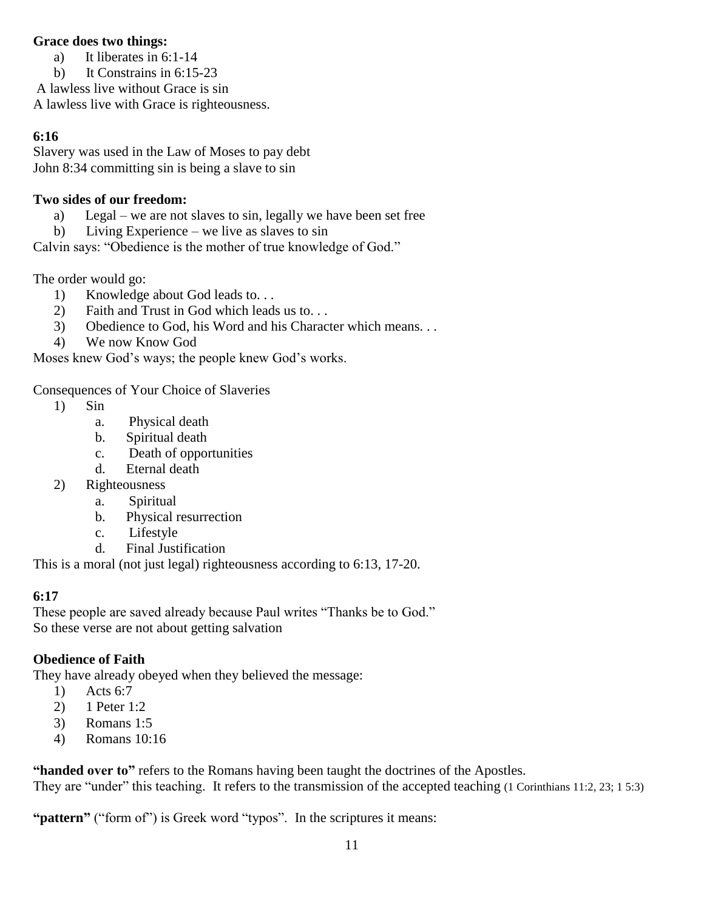**Grace does two things:**

a) It liberates in 6:1-14
b) It Constrains in 6:15-23

A lawless live without Grace is sin
A lawless live with Grace is righteousness.

**6:16**

Slavery was used in the Law of Moses to pay debt
John 8:34 committing sin is being a slave to sin

**Two sides of our freedom:**

a) Legal – we are not slaves to sin, legally we have been set free
b) Living Experience – we live as slaves to sin

Calvin says: "Obedience is the mother of true knowledge of God."

The order would go:

1) Knowledge about God leads to. . .
2) Faith and Trust in God which leads us to. . .
3) Obedience to God, his Word and his Character which means. . .
4) We now Know God

Moses knew God's ways; the people knew God's works.

Consequences of Your Choice of Slaveries

1) Sin
   a. Physical death
   b. Spiritual death
   c. Death of opportunities
   d. Eternal death
2) Righteousness
   a. Spiritual
   b. Physical resurrection
   c. Lifestyle
   d. Final Justification

This is a moral (not just legal) righteousness according to 6:13, 17-20.

**6:17**

These people are saved already because Paul writes "Thanks be to God."
So these verse are not about getting salvation

**Obedience of Faith**

They have already obeyed when they believed the message:

1) Acts 6:7
2) 1 Peter 1:2
3) Romans 1:5
4) Romans 10:16

**"handed over to"** refers to the Romans having been taught the doctrines of the Apostles.
They are "under" this teaching. It refers to the transmission of the accepted teaching (1 Corinthians 11:2, 23; 1 5:3)

**"pattern"** ("form of") is Greek word "typos". In the scriptures it means: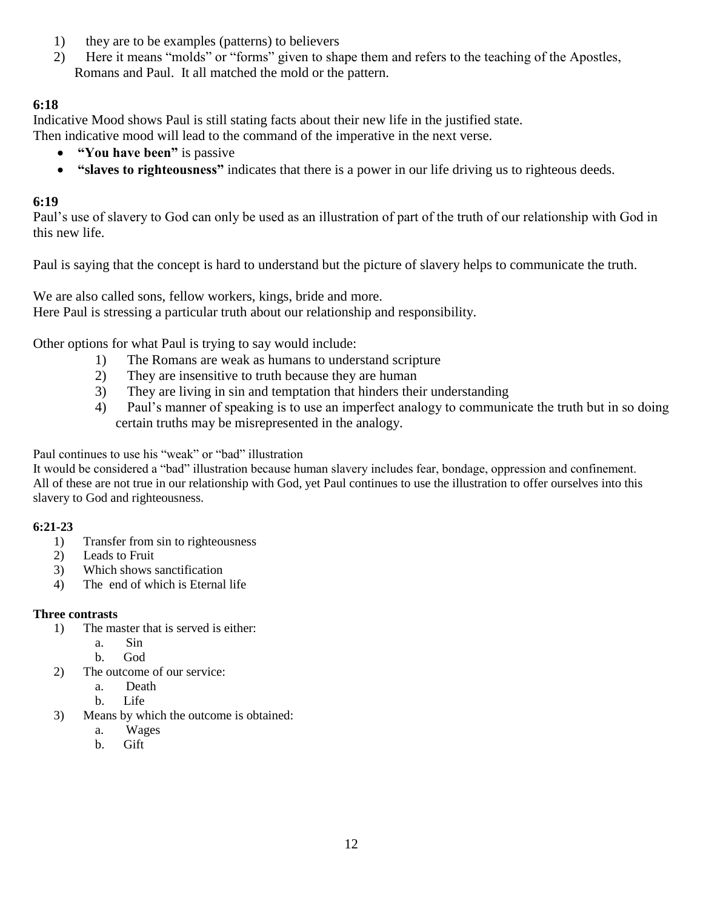1) they are to be examples (patterns) to believers
2) Here it means "molds" or "forms" given to shape them and refers to the teaching of the Apostles, Romans and Paul. It all matched the mold or the pattern.

**6:18**

Indicative Mood shows Paul is still stating facts about their new life in the justified state.
Then indicative mood will lead to the command of the imperative in the next verse.

- **"You have been"** is passive
- **"slaves to righteousness"** indicates that there is a power in our life driving us to righteous deeds.

**6:19**

Paul's use of slavery to God can only be used as an illustration of part of the truth of our relationship with God in this new life.

Paul is saying that the concept is hard to understand but the picture of slavery helps to communicate the truth.

We are also called sons, fellow workers, kings, bride and more.
Here Paul is stressing a particular truth about our relationship and responsibility.

Other options for what Paul is trying to say would include:

1) The Romans are weak as humans to understand scripture
2) They are insensitive to truth because they are human
3) They are living in sin and temptation that hinders their understanding
4) Paul's manner of speaking is to use an imperfect analogy to communicate the truth but in so doing certain truths may be misrepresented in the analogy.

Paul continues to use his "weak" or "bad" illustration
It would be considered a "bad" illustration because human slavery includes fear, bondage, oppression and confinement. All of these are not true in our relationship with God, yet Paul continues to use the illustration to offer ourselves into this slavery to God and righteousness.

**6:21-23**

1) Transfer from sin to righteousness
2) Leads to Fruit
3) Which shows sanctification
4) The end of which is Eternal life

**Three contrasts**

1) The master that is served is either:
   a. Sin
   b. God
2) The outcome of our service:
   a. Death
   b. Life
3) Means by which the outcome is obtained:
   a. Wages
   b. Gift